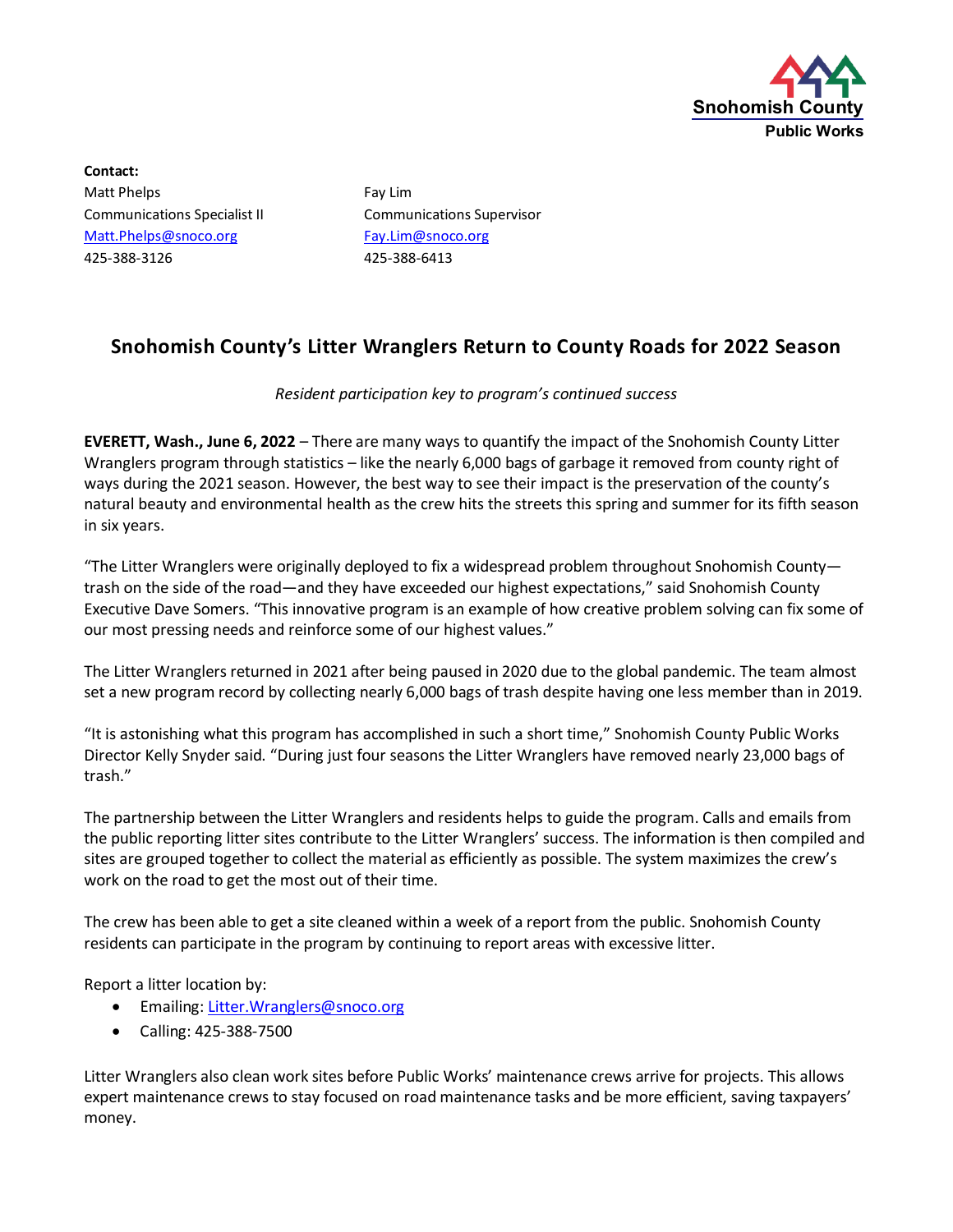Snohomish County
Public Works

**Contact:**

Matt Phelps
Communications Specialist II
Matt.Phelps@snoco.org
425-388-3126

Fay Lim
Communications Supervisor
Fay.Lim@snoco.org
425-388-6413

# Snohomish County's Litter Wranglers Return to County Roads for 2022 Season

*Resident participation key to program's continued success*

**EVERETT, Wash., June 6, 2022** – There are many ways to quantify the impact of the Snohomish County Litter Wranglers program through statistics – like the nearly 6,000 bags of garbage it removed from county right of ways during the 2021 season. However, the best way to see their impact is the preservation of the county's natural beauty and environmental health as the crew hits the streets this spring and summer for its fifth season in six years.

"The Litter Wranglers were originally deployed to fix a widespread problem throughout Snohomish County—trash on the side of the road—and they have exceeded our highest expectations," said Snohomish County Executive Dave Somers. "This innovative program is an example of how creative problem solving can fix some of our most pressing needs and reinforce some of our highest values."

The Litter Wranglers returned in 2021 after being paused in 2020 due to the global pandemic. The team almost set a new program record by collecting nearly 6,000 bags of trash despite having one less member than in 2019.

"It is astonishing what this program has accomplished in such a short time," Snohomish County Public Works Director Kelly Snyder said. "During just four seasons the Litter Wranglers have removed nearly 23,000 bags of trash."

The partnership between the Litter Wranglers and residents helps to guide the program. Calls and emails from the public reporting litter sites contribute to the Litter Wranglers' success. The information is then compiled and sites are grouped together to collect the material as efficiently as possible. The system maximizes the crew's work on the road to get the most out of their time.

The crew has been able to get a site cleaned within a week of a report from the public. Snohomish County residents can participate in the program by continuing to report areas with excessive litter.

Report a litter location by:

- Emailing: Litter.Wranglers@snoco.org
- Calling: 425-388-7500

Litter Wranglers also clean work sites before Public Works' maintenance crews arrive for projects. This allows expert maintenance crews to stay focused on road maintenance tasks and be more efficient, saving taxpayers' money.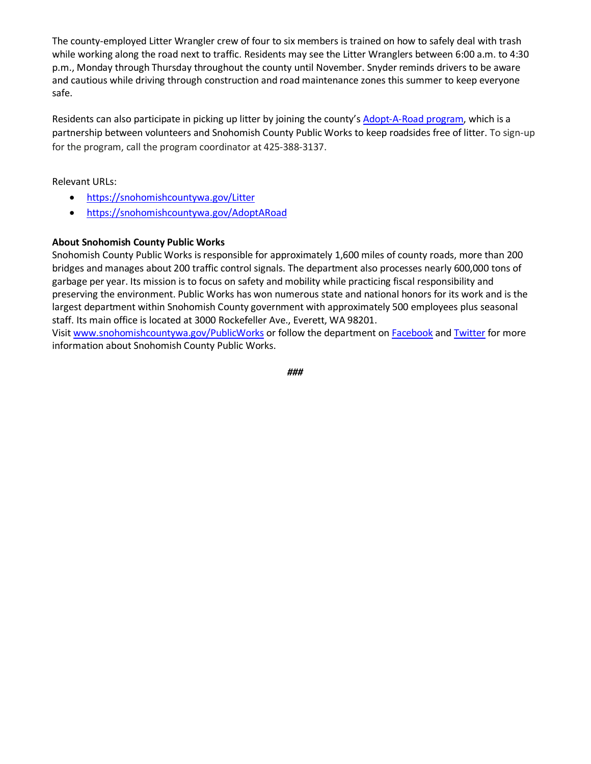The county-employed Litter Wrangler crew of four to six members is trained on how to safely deal with trash while working along the road next to traffic. Residents may see the Litter Wranglers between 6:00 a.m. to 4:30 p.m., Monday through Thursday throughout the county until November. Snyder reminds drivers to be aware and cautious while driving through construction and road maintenance zones this summer to keep everyone safe.

Residents can also participate in picking up litter by joining the county's Adopt-A-Road program, which is a partnership between volunteers and Snohomish County Public Works to keep roadsides free of litter. To sign-up for the program, call the program coordinator at 425-388-3137.

Relevant URLs:

- https://snohomishcountywa.gov/Litter
- https://snohomishcountywa.gov/AdoptARoad

**About Snohomish County Public Works**
Snohomish County Public Works is responsible for approximately 1,600 miles of county roads, more than 200 bridges and manages about 200 traffic control signals. The department also processes nearly 600,000 tons of garbage per year. Its mission is to focus on safety and mobility while practicing fiscal responsibility and preserving the environment. Public Works has won numerous state and national honors for its work and is the largest department within Snohomish County government with approximately 500 employees plus seasonal staff. Its main office is located at 3000 Rockefeller Ave., Everett, WA 98201.
Visit www.snohomishcountywa.gov/PublicWorks or follow the department on Facebook and Twitter for more information about Snohomish County Public Works.

***###***